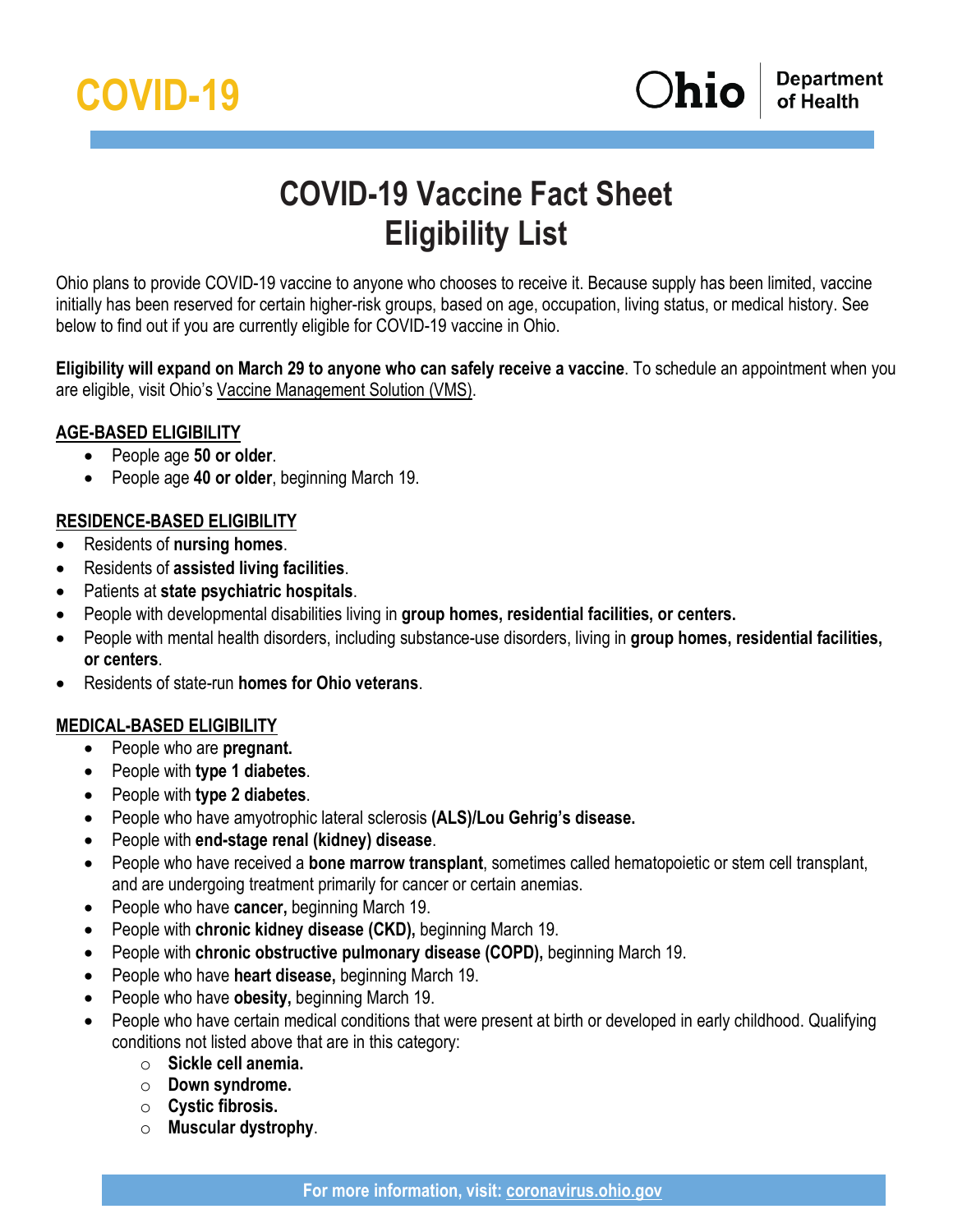# COVID-19 Vaccine Fact Sheet
# Eligibility List

Ohio plans to provide COVID-19 vaccine to anyone who chooses to receive it. Because supply has been limited, vaccine initially has been reserved for certain higher-risk groups, based on age, occupation, living status, or medical history. See below to find out if you are currently eligible for COVID-19 vaccine in Ohio.

**Eligibility will expand on March 29 to anyone who can safely receive a vaccine**. To schedule an appointment when you are eligible, visit Ohio's Vaccine Management Solution (VMS).

## AGE-BASED ELIGIBILITY

- People age **50 or older**.
- People age **40 or older**, beginning March 19.

## RESIDENCE-BASED ELIGIBILITY

- Residents of **nursing homes**.
- Residents of **assisted living facilities**.
- Patients at **state psychiatric hospitals**.
- People with developmental disabilities living in **group homes, residential facilities, or centers.**
- People with mental health disorders, including substance-use disorders, living in **group homes, residential facilities, or centers**.
- Residents of state-run **homes for Ohio veterans**.

## MEDICAL-BASED ELIGIBILITY

- People who are **pregnant.**
- People with **type 1 diabetes**.
- People with **type 2 diabetes**.
- People who have amyotrophic lateral sclerosis **(ALS)/Lou Gehrig's disease.**
- People with **end-stage renal (kidney) disease**.
- People who have received a **bone marrow transplant**, sometimes called hematopoietic or stem cell transplant, and are undergoing treatment primarily for cancer or certain anemias.
- People who have **cancer,** beginning March 19.
- People with **chronic kidney disease (CKD),** beginning March 19.
- People with **chronic obstructive pulmonary disease (COPD),** beginning March 19.
- People who have **heart disease,** beginning March 19.
- People who have **obesity,** beginning March 19.
- People who have certain medical conditions that were present at birth or developed in early childhood. Qualifying conditions not listed above that are in this category:
  - **Sickle cell anemia.**
  - **Down syndrome.**
  - **Cystic fibrosis.**
  - **Muscular dystrophy**.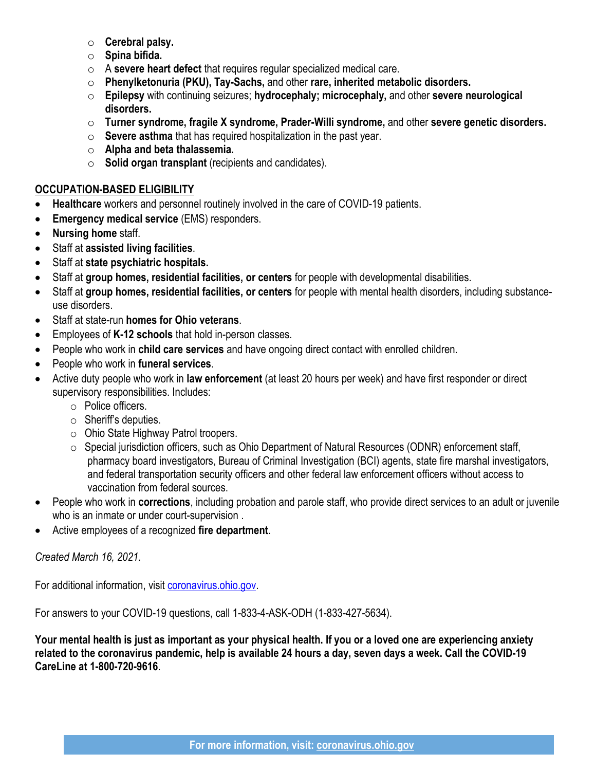- **Cerebral palsy.**
- **Spina bifida.**
- A **severe heart defect** that requires regular specialized medical care.
- **Phenylketonuria (PKU), Tay-Sachs,** and other **rare, inherited metabolic disorders.**
- **Epilepsy** with continuing seizures; **hydrocephaly; microcephaly,** and other **severe neurological disorders.**
- **Turner syndrome, fragile X syndrome, Prader-Willi syndrome,** and other **severe genetic disorders.**
- **Severe asthma** that has required hospitalization in the past year.
- **Alpha and beta thalassemia.**
- **Solid organ transplant** (recipients and candidates).

## OCCUPATION-BASED ELIGIBILITY

- **Healthcare** workers and personnel routinely involved in the care of COVID-19 patients.
- **Emergency medical service** (EMS) responders.
- **Nursing home** staff.
- Staff at **assisted living facilities**.
- Staff at **state psychiatric hospitals.**
- Staff at **group homes, residential facilities, or centers** for people with developmental disabilities.
- Staff at **group homes, residential facilities, or centers** for people with mental health disorders, including substance-use disorders.
- Staff at state-run **homes for Ohio veterans**.
- Employees of **K-12 schools** that hold in-person classes.
- People who work in **child care services** and have ongoing direct contact with enrolled children.
- People who work in **funeral services**.
- Active duty people who work in **law enforcement** (at least 20 hours per week) and have first responder or direct supervisory responsibilities. Includes:
  - Police officers.
  - Sheriff's deputies.
  - Ohio State Highway Patrol troopers.
  - Special jurisdiction officers, such as Ohio Department of Natural Resources (ODNR) enforcement staff, pharmacy board investigators, Bureau of Criminal Investigation (BCI) agents, state fire marshal investigators, and federal transportation security officers and other federal law enforcement officers without access to vaccination from federal sources.
- People who work in **corrections**, including probation and parole staff, who provide direct services to an adult or juvenile who is an inmate or under court-supervision .
- Active employees of a recognized **fire department**.

*Created March 16, 2021.*

For additional information, visit [coronavirus.ohio.gov](coronavirus.ohio.gov).

For answers to your COVID-19 questions, call 1-833-4-ASK-ODH (1-833-427-5634).

**Your mental health is just as important as your physical health. If you or a loved one are experiencing anxiety related to the coronavirus pandemic, help is available 24 hours a day, seven days a week. Call the COVID-19 CareLine at 1-800-720-9616**.